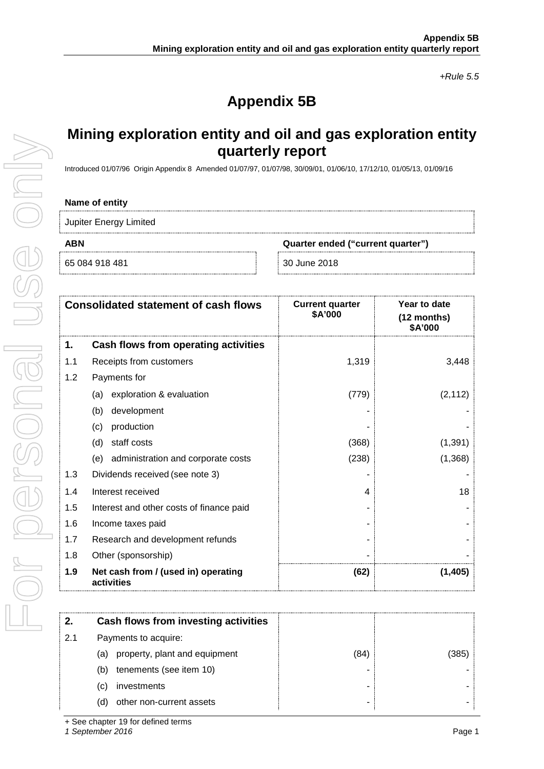*+Rule 5.5*

# Appendix 5B

## Mining exploration entity and oil and gas exploration entity quarterly report

Introduced 01/07/96 Origin Appendix 8 Amended 01/07/97, 01/07/98, 30/09/01, 01/06/10, 17/12/10, 01/05/13, 01/09/16

**Name of entity**

| Jupiter Energy Limited | |
|---|---|
| **ABN** | **Quarter ended ("current quarter")** |
| 65 084 918 481 | 30 June 2018 |

| | **Consolidated statement of cash flows** | **Current quarter $A'000** | **Year to date (12 months) $A'000** |
|---|---|---|---|
| **1.** | **Cash flows from operating activities** | | |
| 1.1 | Receipts from customers | 1,319 | 3,448 |
| 1.2 | Payments for | | |
| | (a) exploration & evaluation | (779) | (2,112) |
| | (b) development | - | - |
| | (c) production | - | - |
| | (d) staff costs | (368) | (1,391) |
| | (e) administration and corporate costs | (238) | (1,368) |
| 1.3 | Dividends received (see note 3) | - | - |
| 1.4 | Interest received | 4 | 18 |
| 1.5 | Interest and other costs of finance paid | - | - |
| 1.6 | Income taxes paid | - | - |
| 1.7 | Research and development refunds | - | - |
| 1.8 | Other (sponsorship) | - | - |
| **1.9** | **Net cash from / (used in) operating activities** | **(62)** | **(1,405)** |

| | | | |
|---|---|---|---|
| **2.** | **Cash flows from investing activities** | | |
| 2.1 | Payments to acquire: | | |
| | (a) property, plant and equipment | (84) | (385) |
| | (b) tenements (see item 10) | - | - |
| | (c) investments | - | - |
| | (d) other non-current assets | - | - |

+ See chapter 19 for defined terms

*1 September 2016*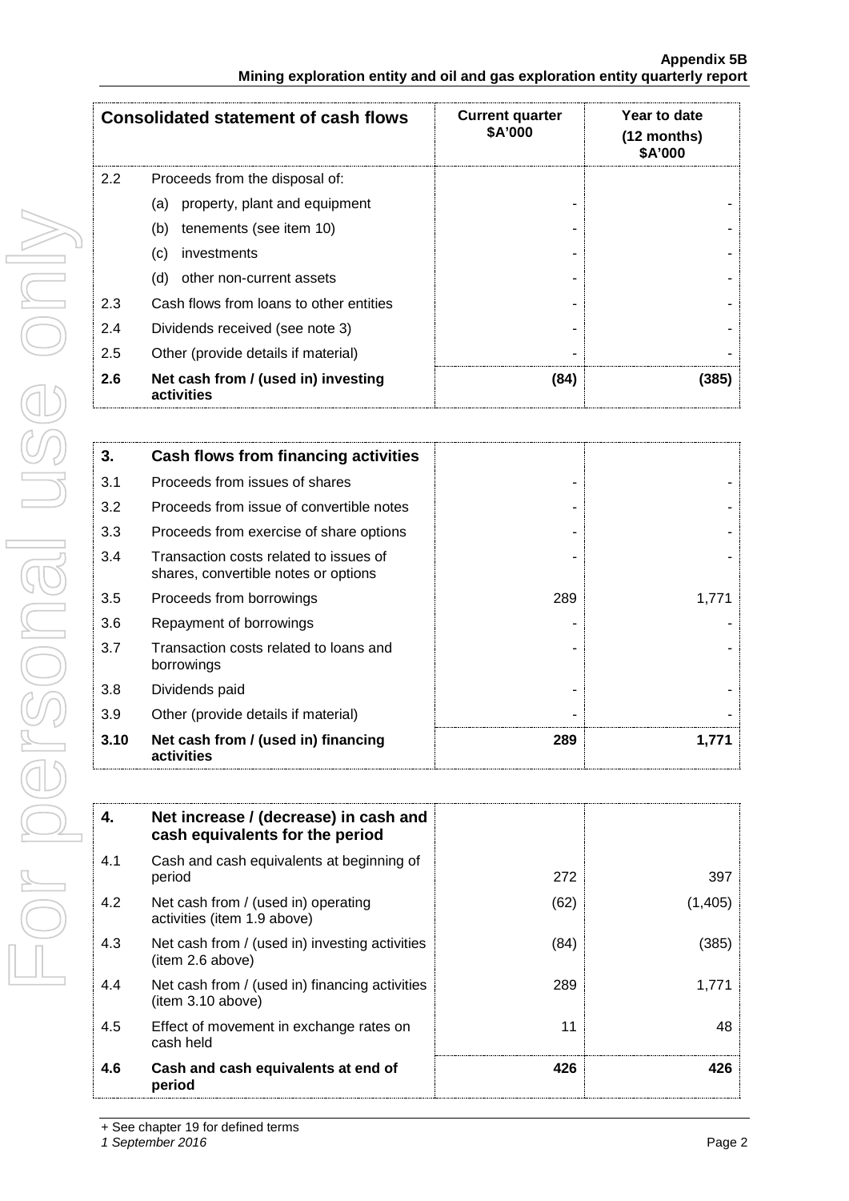| Consolidated statement of cash flows | | Current quarter $A'000 | Year to date (12 months) $A'000 |
|---|---|---|---|
| 2.2 | Proceeds from the disposal of: | | |
| | (a) property, plant and equipment | - | - |
| | (b) tenements (see item 10) | - | - |
| | (c) investments | - | - |
| | (d) other non-current assets | - | - |
| 2.3 | Cash flows from loans to other entities | - | - |
| 2.4 | Dividends received (see note 3) | - | - |
| 2.5 | Other (provide details if material) | - | - |
| **2.6** | **Net cash from / (used in) investing activities** | **(84)** | **(385)** |

| | | | |
|---|---|---|---|
| **3.** | **Cash flows from financing activities** | | |
| 3.1 | Proceeds from issues of shares | - | - |
| 3.2 | Proceeds from issue of convertible notes | - | - |
| 3.3 | Proceeds from exercise of share options | - | - |
| 3.4 | Transaction costs related to issues of shares, convertible notes or options | - | - |
| 3.5 | Proceeds from borrowings | 289 | 1,771 |
| 3.6 | Repayment of borrowings | - | - |
| 3.7 | Transaction costs related to loans and borrowings | - | - |
| 3.8 | Dividends paid | - | - |
| 3.9 | Other (provide details if material) | - | - |
| **3.10** | **Net cash from / (used in) financing activities** | **289** | **1,771** |

| | | | |
|---|---|---|---|
| **4.** | **Net increase / (decrease) in cash and cash equivalents for the period** | | |
| 4.1 | Cash and cash equivalents at beginning of period | 272 | 397 |
| 4.2 | Net cash from / (used in) operating activities (item 1.9 above) | (62) | (1,405) |
| 4.3 | Net cash from / (used in) investing activities (item 2.6 above) | (84) | (385) |
| 4.4 | Net cash from / (used in) financing activities (item 3.10 above) | 289 | 1,771 |
| 4.5 | Effect of movement in exchange rates on cash held | 11 | 48 |
| **4.6** | **Cash and cash equivalents at end of period** | **426** | **426** |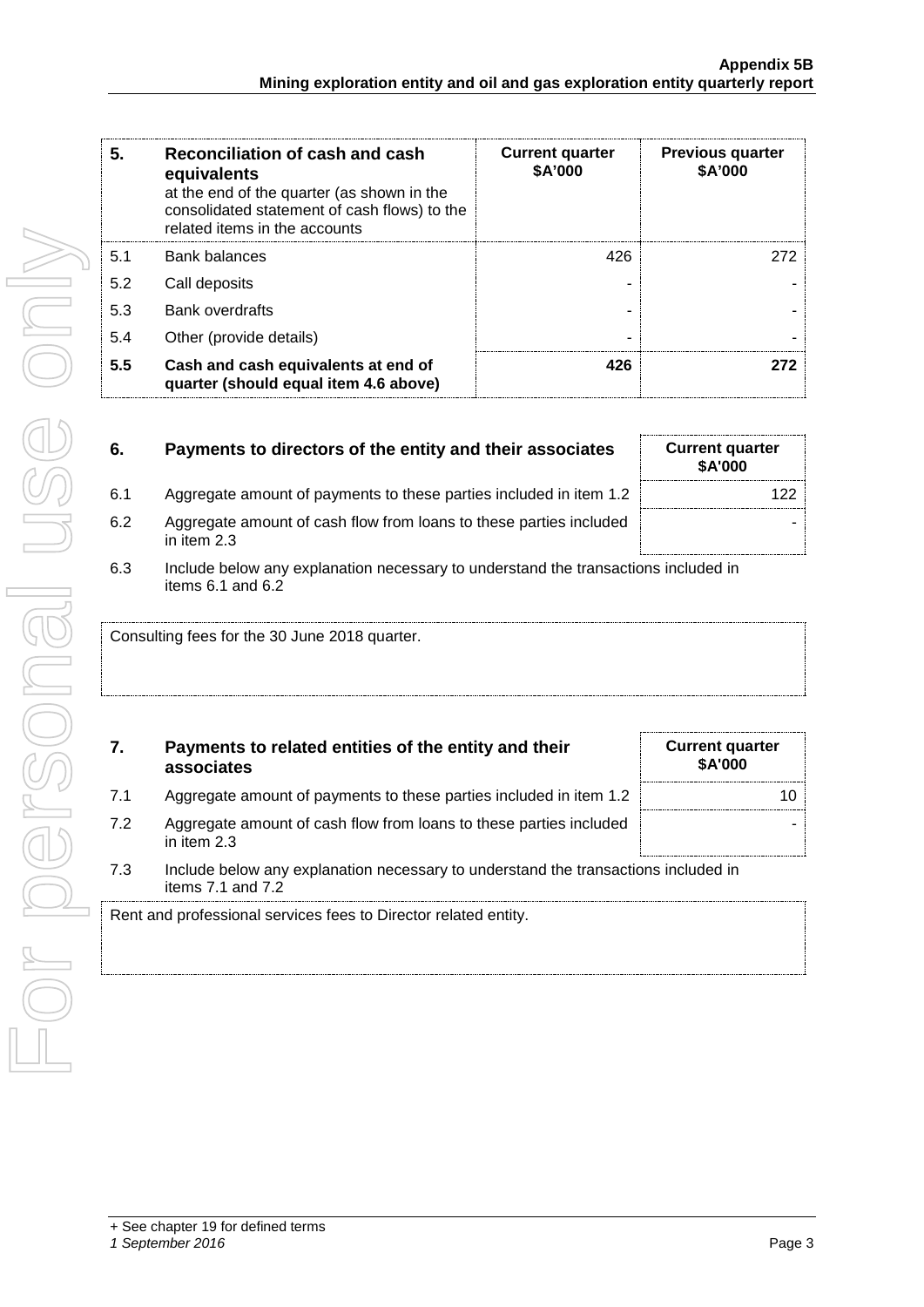| 5. | Reconciliation of cash and cash equivalents at the end of the quarter (as shown in the consolidated statement of cash flows) to the related items in the accounts | Current quarter $A'000 | Previous quarter $A'000 |
|---|---|---|---|
| 5.1 | Bank balances | 426 | 272 |
| 5.2 | Call deposits | - | - |
| 5.3 | Bank overdrafts | - | - |
| 5.4 | Other (provide details) | - | - |
| **5.5** | **Cash and cash equivalents at end of quarter (should equal item 4.6 above)** | **426** | **272** |

| 6. | Payments to directors of the entity and their associates | Current quarter $A'000 |
|---|---|---|
| 6.1 | Aggregate amount of payments to these parties included in item 1.2 | 122 |
| 6.2 | Aggregate amount of cash flow from loans to these parties included in item 2.3 | - |

6.3 Include below any explanation necessary to understand the transactions included in items 6.1 and 6.2

Consulting fees for the 30 June 2018 quarter.

| 7. | Payments to related entities of the entity and their associates | Current quarter $A'000 |
|---|---|---|
| 7.1 | Aggregate amount of payments to these parties included in item 1.2 | 10 |
| 7.2 | Aggregate amount of cash flow from loans to these parties included in item 2.3 | - |

7.3 Include below any explanation necessary to understand the transactions included in items 7.1 and 7.2

Rent and professional services fees to Director related entity.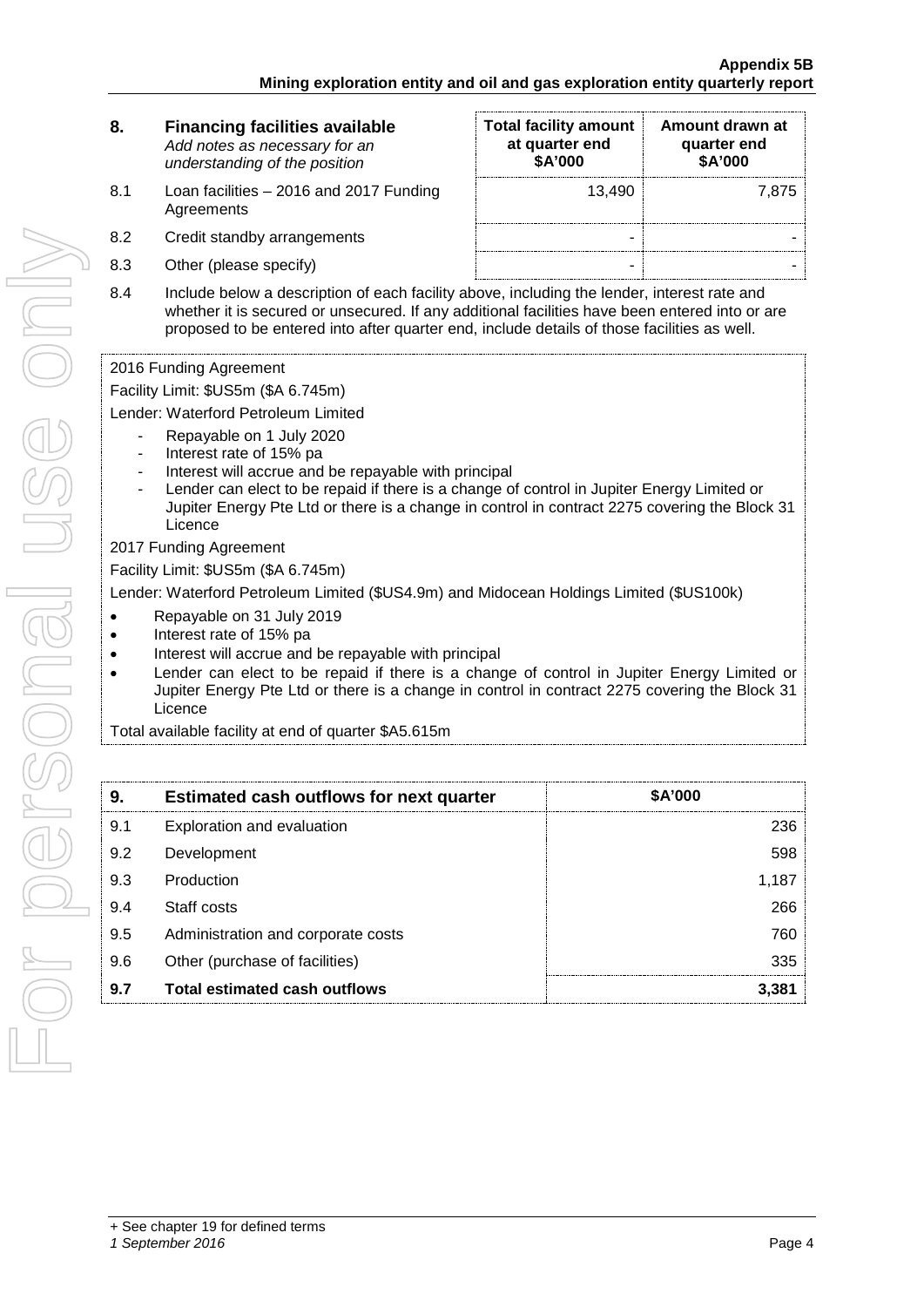| 8. | Financing facilities available *Add notes as necessary for an understanding of the position* | Total facility amount at quarter end \$A'000 | Amount drawn at quarter end \$A'000 |
|---|---|---|---|
| 8.1 | Loan facilities – 2016 and 2017 Funding Agreements | 13,490 | 7,875 |
| 8.2 | Credit standby arrangements | - | - |
| 8.3 | Other (please specify) | - | - |

8.4 Include below a description of each facility above, including the lender, interest rate and whether it is secured or unsecured. If any additional facilities have been entered into or are proposed to be entered into after quarter end, include details of those facilities as well.

2016 Funding Agreement

Facility Limit: \$US5m (\$A 6.745m)

Lender: Waterford Petroleum Limited

- Repayable on 1 July 2020
- Interest rate of 15% pa
- Interest will accrue and be repayable with principal
- Lender can elect to be repaid if there is a change of control in Jupiter Energy Limited or Jupiter Energy Pte Ltd or there is a change in control in contract 2275 covering the Block 31 Licence

2017 Funding Agreement

Facility Limit: \$US5m (\$A 6.745m)

Lender: Waterford Petroleum Limited (\$US4.9m) and Midocean Holdings Limited (\$US100k)

- Repayable on 31 July 2019
- Interest rate of 15% pa
- Interest will accrue and be repayable with principal
- Lender can elect to be repaid if there is a change of control in Jupiter Energy Limited or Jupiter Energy Pte Ltd or there is a change in control in contract 2275 covering the Block 31 Licence

Total available facility at end of quarter \$A5.615m

| 9. | Estimated cash outflows for next quarter | \$A'000 |
|---|---|---|
| 9.1 | Exploration and evaluation | 236 |
| 9.2 | Development | 598 |
| 9.3 | Production | 1,187 |
| 9.4 | Staff costs | 266 |
| 9.5 | Administration and corporate costs | 760 |
| 9.6 | Other (purchase of facilities) | 335 |
| **9.7** | **Total estimated cash outflows** | **3,381** |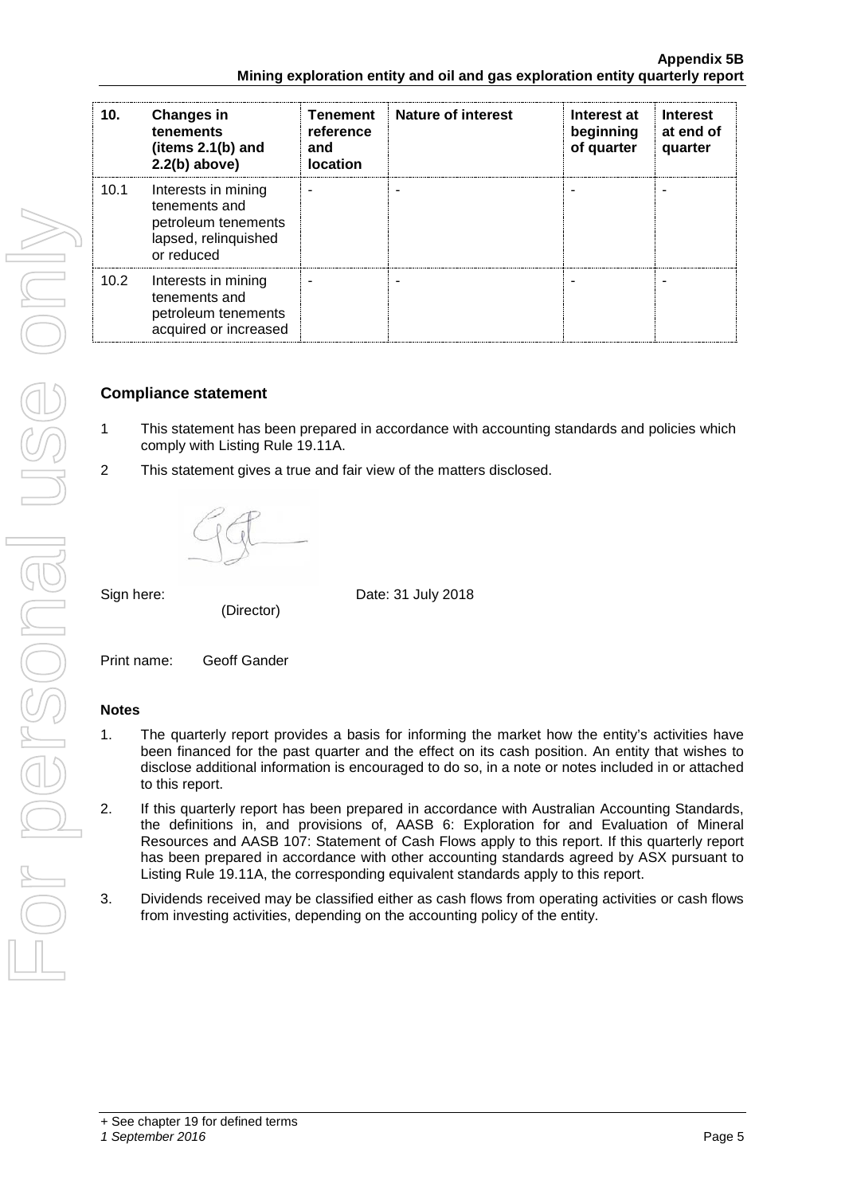| 10. | Changes in tenements (items 2.1(b) and 2.2(b) above) | Tenement reference and location | Nature of interest | Interest at beginning of quarter | Interest at end of quarter |
|---|---|---|---|---|---|
| 10.1 | Interests in mining tenements and petroleum tenements lapsed, relinquished or reduced | - | - | - | - |
| 10.2 | Interests in mining tenements and petroleum tenements acquired or increased | - | - | - | - |

## Compliance statement

1. This statement has been prepared in accordance with accounting standards and policies which comply with Listing Rule 19.11A.
2. This statement gives a true and fair view of the matters disclosed.

Sign here: (Director) Date: 31 July 2018

Print name: Geoff Gander

### Notes

1. The quarterly report provides a basis for informing the market how the entity's activities have been financed for the past quarter and the effect on its cash position. An entity that wishes to disclose additional information is encouraged to do so, in a note or notes included in or attached to this report.
2. If this quarterly report has been prepared in accordance with Australian Accounting Standards, the definitions in, and provisions of, AASB 6: Exploration for and Evaluation of Mineral Resources and AASB 107: Statement of Cash Flows apply to this report. If this quarterly report has been prepared in accordance with other accounting standards agreed by ASX pursuant to Listing Rule 19.11A, the corresponding equivalent standards apply to this report.
3. Dividends received may be classified either as cash flows from operating activities or cash flows from investing activities, depending on the accounting policy of the entity.